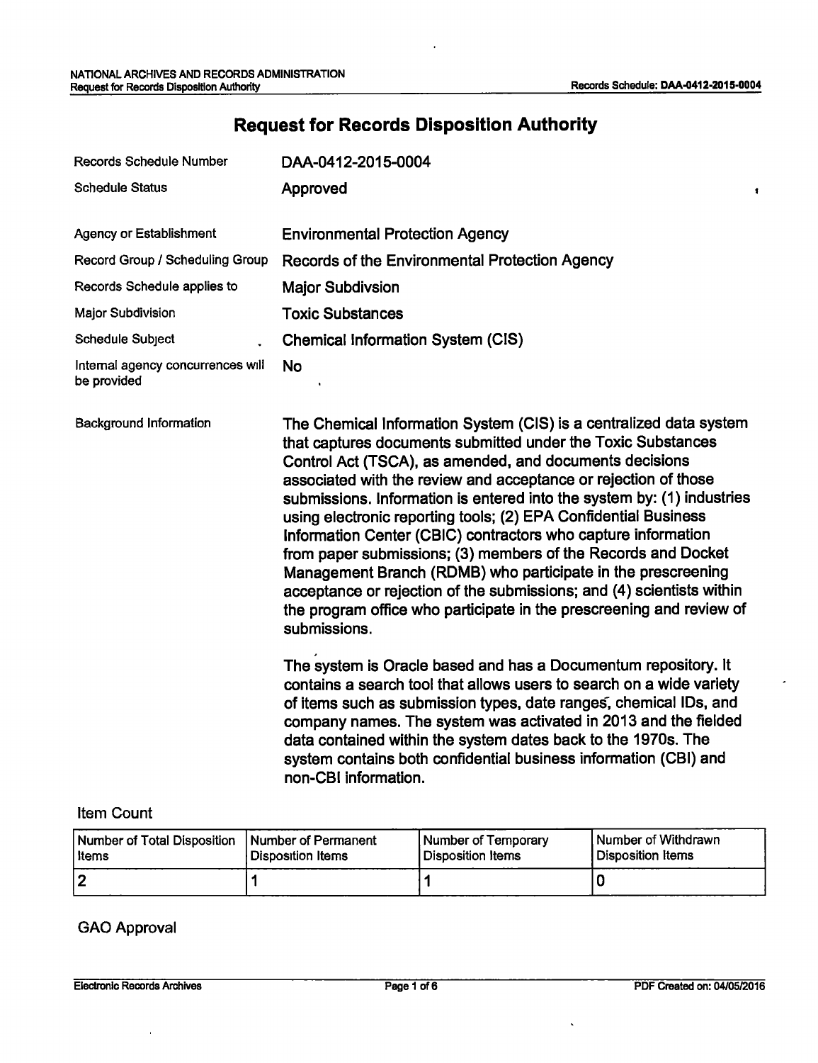# Request for Records Disposition Authority

| | |
|---|---|
| Records Schedule Number | DAA-0412-2015-0004 |
| Schedule Status | Approved |
| Agency or Establishment | Environmental Protection Agency |
| Record Group / Scheduling Group | Records of the Environmental Protection Agency |
| Records Schedule applies to | Major Subdivsion |
| Major Subdivision | Toxic Substances |
| Schedule Subject | Chemical Information System (CIS) |
| Internal agency concurrences will be provided | No |

**Background Information**

The Chemical Information System (CIS) is a centralized data system that captures documents submitted under the Toxic Substances Control Act (TSCA), as amended, and documents decisions associated with the review and acceptance or rejection of those submissions. Information is entered into the system by: (1) industries using electronic reporting tools; (2) EPA Confidential Business Information Center (CBIC) contractors who capture information from paper submissions; (3) members of the Records and Docket Management Branch (RDMB) who participate in the prescreening acceptance or rejection of the submissions; and (4) scientists within the program office who participate in the prescreening and review of submissions.

The system is Oracle based and has a Documentum repository. It contains a search tool that allows users to search on a wide variety of items such as submission types, date ranges, chemical IDs, and company names. The system was activated in 2013 and the fielded data contained within the system dates back to the 1970s. The system contains both confidential business information (CBI) and non-CBI information.

## Item Count

| Number of Total Disposition Items | Number of Permanent Disposition Items | Number of Temporary Disposition Items | Number of Withdrawn Disposition Items |
|---|---|---|---|
| 2 | 1 | 1 | 0 |

## GAO Approval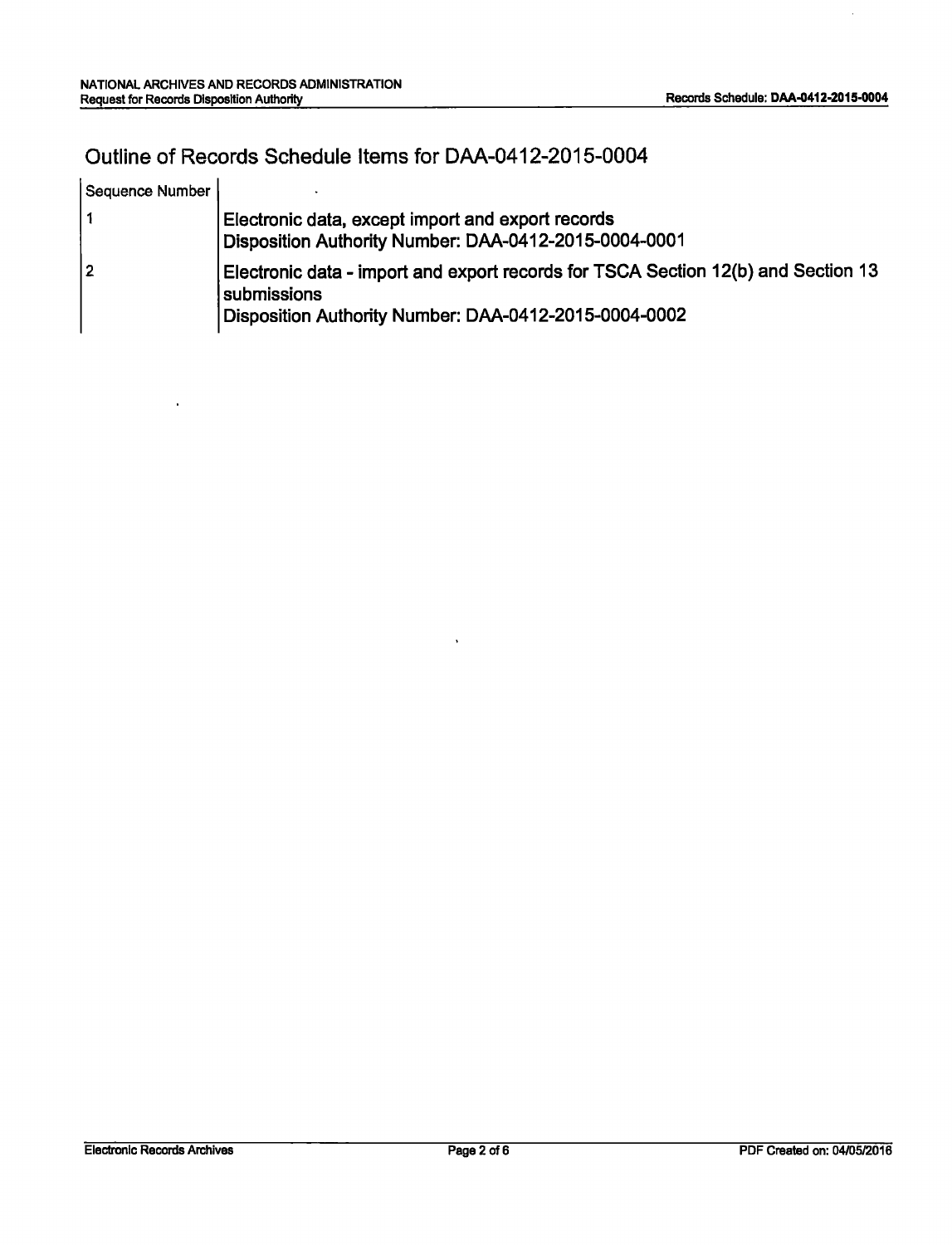## Outline of Records Schedule Items for DAA-0412-2015-0004

| Sequence Number | |
| --- | --- |
| 1 | **Electronic data, except import and export records**<br>**Disposition Authority Number: DAA-0412-2015-0004-0001** |
| 2 | **Electronic data - import and export records for TSCA Section 12(b) and Section 13 submissions**<br>**Disposition Authority Number: DAA-0412-2015-0004-0002** |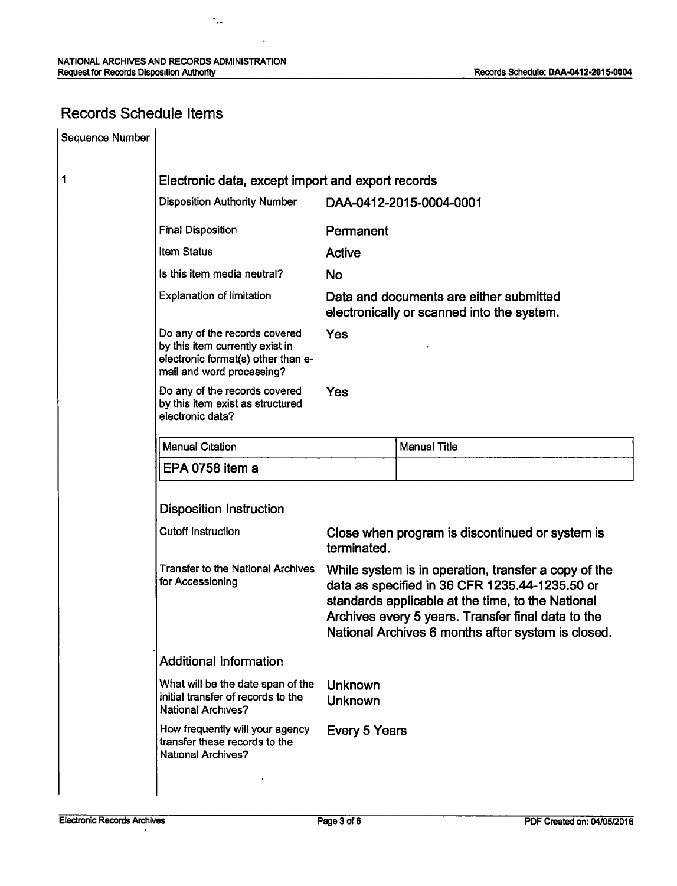## Records Schedule Items

| Sequence Number | |
|---|---|
| 1 | **Electronic data, except import and export records** |

| | |
|---|---|
| Disposition Authority Number | DAA-0412-2015-0004-0001 |
| Final Disposition | Permanent |
| Item Status | Active |
| Is this item media neutral? | No |
| Explanation of limitation | Data and documents are either submitted electronically or scanned into the system. |
| Do any of the records covered by this item currently exist in electronic format(s) other than e-mail and word processing? | Yes |
| Do any of the records covered by this item exist as structured electronic data? | Yes |

| Manual Citation | Manual Title |
|---|---|
| EPA 0758 item a | |

### Disposition Instruction

| | |
|---|---|
| Cutoff Instruction | Close when program is discontinued or system is terminated. |
| Transfer to the National Archives for Accessioning | While system is in operation, transfer a copy of the data as specified in 36 CFR 1235.44-1235.50 or standards applicable at the time, to the National Archives every 5 years. Transfer final data to the National Archives 6 months after system is closed. |

### Additional Information

| | |
|---|---|
| What will be the date span of the initial transfer of records to the National Archives? | Unknown<br>Unknown |
| How frequently will your agency transfer these records to the National Archives? | Every 5 Years |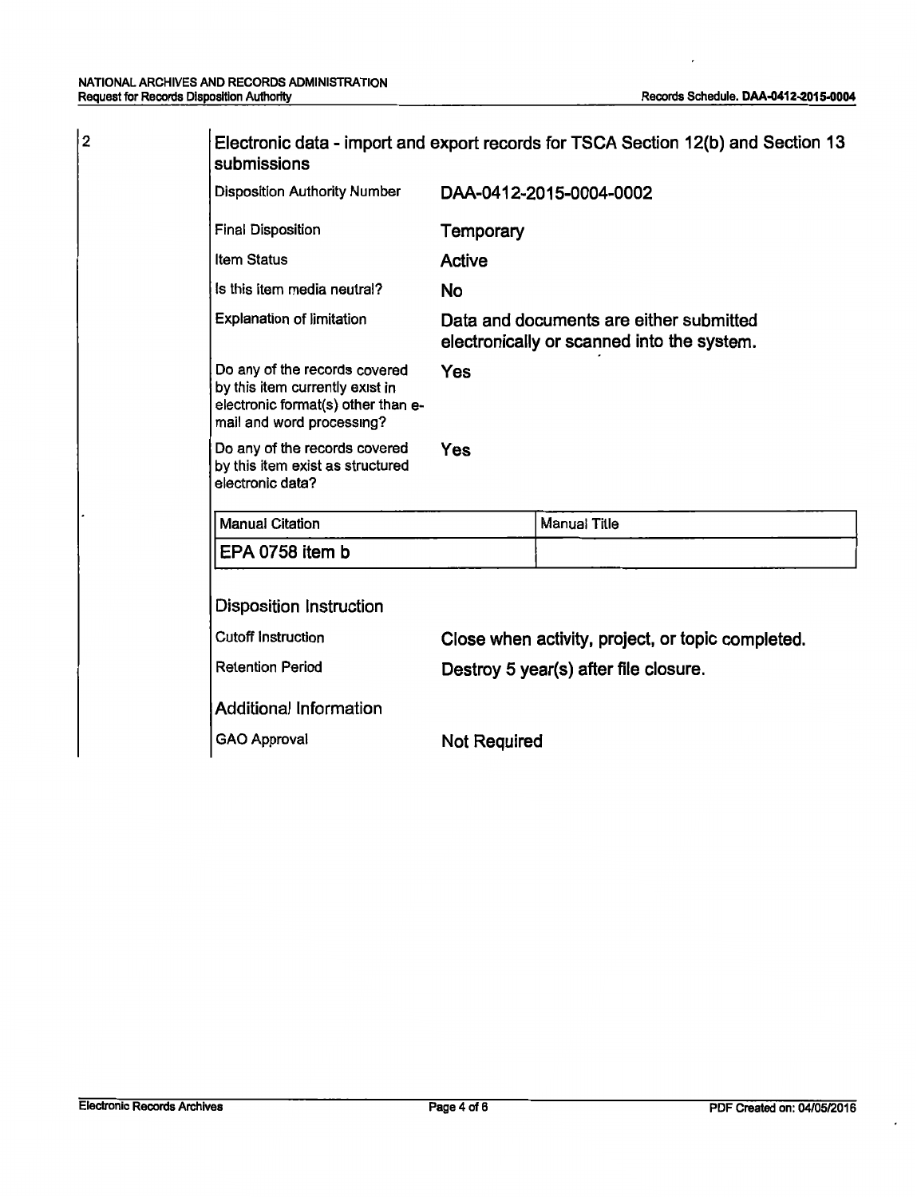2

## Electronic data - import and export records for TSCA Section 12(b) and Section 13 submissions

| | |
|---|---|
| Disposition Authority Number | DAA-0412-2015-0004-0002 |
| Final Disposition | Temporary |
| Item Status | Active |
| Is this item media neutral? | No |
| Explanation of limitation | Data and documents are either submitted electronically or scanned into the system. |
| Do any of the records covered by this item currently exist in electronic format(s) other than e-mail and word processing? | Yes |
| Do any of the records covered by this item exist as structured electronic data? | Yes |

| Manual Citation | Manual Title |
|---|---|
| EPA 0758 item b | |

### Disposition Instruction

| | |
|---|---|
| Cutoff Instruction | Close when activity, project, or topic completed. |
| Retention Period | Destroy 5 year(s) after file closure. |

### Additional Information

| | |
|---|---|
| GAO Approval | Not Required |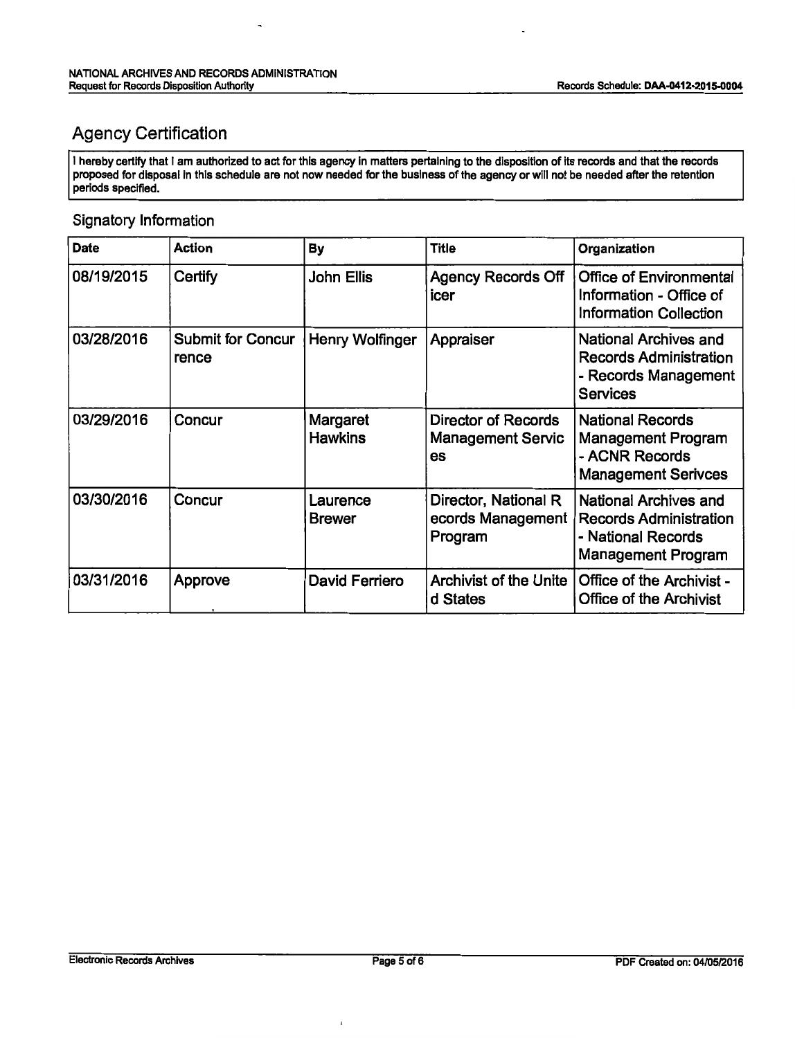## Agency Certification

I hereby certify that I am authorized to act for this agency in matters pertaining to the disposition of its records and that the records proposed for disposal in this schedule are not now needed for the business of the agency or will not be needed after the retention periods specified.

### Signatory Information

| Date | Action | By | Title | Organization |
| --- | --- | --- | --- | --- |
| 08/19/2015 | Certify | John Ellis | Agency Records Officer | Office of Environmental Information - Office of Information Collection |
| 03/28/2016 | Submit for Concurrence | Henry Wolfinger | Appraiser | National Archives and Records Administration - Records Management Services |
| 03/29/2016 | Concur | Margaret Hawkins | Director of Records Management Services | National Records Management Program - ACNR Records Management Serivces |
| 03/30/2016 | Concur | Laurence Brewer | Director, National Records Management Program | National Archives and Records Administration - National Records Management Program |
| 03/31/2016 | Approve | David Ferriero | Archivist of the United States | Office of the Archivist - Office of the Archivist |